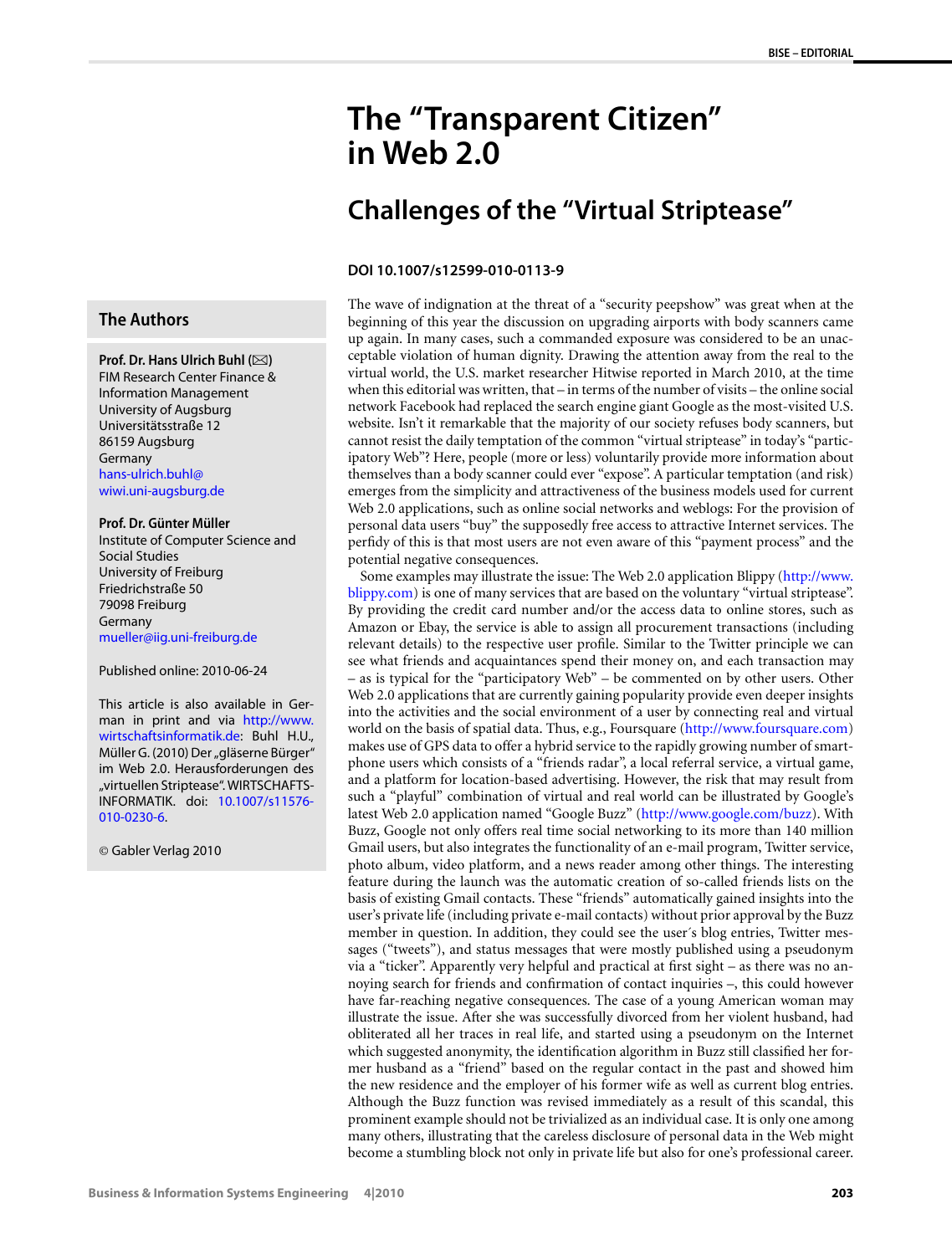# The "Transparent Citizen" in Web 2.0

## Challenges of the "Virtual Striptease"

**DOI 10.1007/s12599-010-0113-9**

### The Authors

**Prof. Dr. Hans Ulrich Buhl (✉)**
FIM Research Center Finance & Information Management
University of Augsburg
Universitätsstraße 12
86159 Augsburg
Germany
hans-ulrich.buhl@wiwi.uni-augsburg.de

**Prof. Dr. Günter Müller**
Institute of Computer Science and Social Studies
University of Freiburg
Friedrichstraße 50
79098 Freiburg
Germany
mueller@iig.uni-freiburg.de

Published online: 2010-06-24

This article is also available in German in print and via http://www.wirtschaftsinformatik.de: Buhl H.U., Müller G. (2010) Der „gläserne Bürger" im Web 2.0. Herausforderungen des „virtuellen Striptease". WIRTSCHAFTSINFORMATIK. doi: 10.1007/s11576-010-0230-6.

© Gabler Verlag 2010

The wave of indignation at the threat of a "security peepshow" was great when at the beginning of this year the discussion on upgrading airports with body scanners came up again. In many cases, such a commanded exposure was considered to be an unacceptable violation of human dignity. Drawing the attention away from the real to the virtual world, the U.S. market researcher Hitwise reported in March 2010, at the time when this editorial was written, that – in terms of the number of visits – the online social network Facebook had replaced the search engine giant Google as the most-visited U.S. website. Isn't it remarkable that the majority of our society refuses body scanners, but cannot resist the daily temptation of the common "virtual striptease" in today's "participatory Web"? Here, people (more or less) voluntarily provide more information about themselves than a body scanner could ever "expose". A particular temptation (and risk) emerges from the simplicity and attractiveness of the business models used for current Web 2.0 applications, such as online social networks and weblogs: For the provision of personal data users "buy" the supposedly free access to attractive Internet services. The perfidy of this is that most users are not even aware of this "payment process" and the potential negative consequences.

Some examples may illustrate the issue: The Web 2.0 application Blippy (http://www.blippy.com) is one of many services that are based on the voluntary "virtual striptease". By providing the credit card number and/or the access data to online stores, such as Amazon or Ebay, the service is able to assign all procurement transactions (including relevant details) to the respective user profile. Similar to the Twitter principle we can see what friends and acquaintances spend their money on, and each transaction may – as is typical for the "participatory Web" – be commented on by other users. Other Web 2.0 applications that are currently gaining popularity provide even deeper insights into the activities and the social environment of a user by connecting real and virtual world on the basis of spatial data. Thus, e.g., Foursquare (http://www.foursquare.com) makes use of GPS data to offer a hybrid service to the rapidly growing number of smartphone users which consists of a "friends radar", a local referral service, a virtual game, and a platform for location-based advertising. However, the risk that may result from such a "playful" combination of virtual and real world can be illustrated by Google's latest Web 2.0 application named "Google Buzz" (http://www.google.com/buzz). With Buzz, Google not only offers real time social networking to its more than 140 million Gmail users, but also integrates the functionality of an e-mail program, Twitter service, photo album, video platform, and a news reader among other things. The interesting feature during the launch was the automatic creation of so-called friends lists on the basis of existing Gmail contacts. These "friends" automatically gained insights into the user's private life (including private e-mail contacts) without prior approval by the Buzz member in question. In addition, they could see the user´s blog entries, Twitter messages ("tweets"), and status messages that were mostly published using a pseudonym via a "ticker". Apparently very helpful and practical at first sight – as there was no annoying search for friends and confirmation of contact inquiries –, this could however have far-reaching negative consequences. The case of a young American woman may illustrate the issue. After she was successfully divorced from her violent husband, had obliterated all her traces in real life, and started using a pseudonym on the Internet which suggested anonymity, the identification algorithm in Buzz still classified her former husband as a "friend" based on the regular contact in the past and showed him the new residence and the employer of his former wife as well as current blog entries. Although the Buzz function was revised immediately as a result of this scandal, this prominent example should not be trivialized as an individual case. It is only one among many others, illustrating that the careless disclosure of personal data in the Web might become a stumbling block not only in private life but also for one's professional career.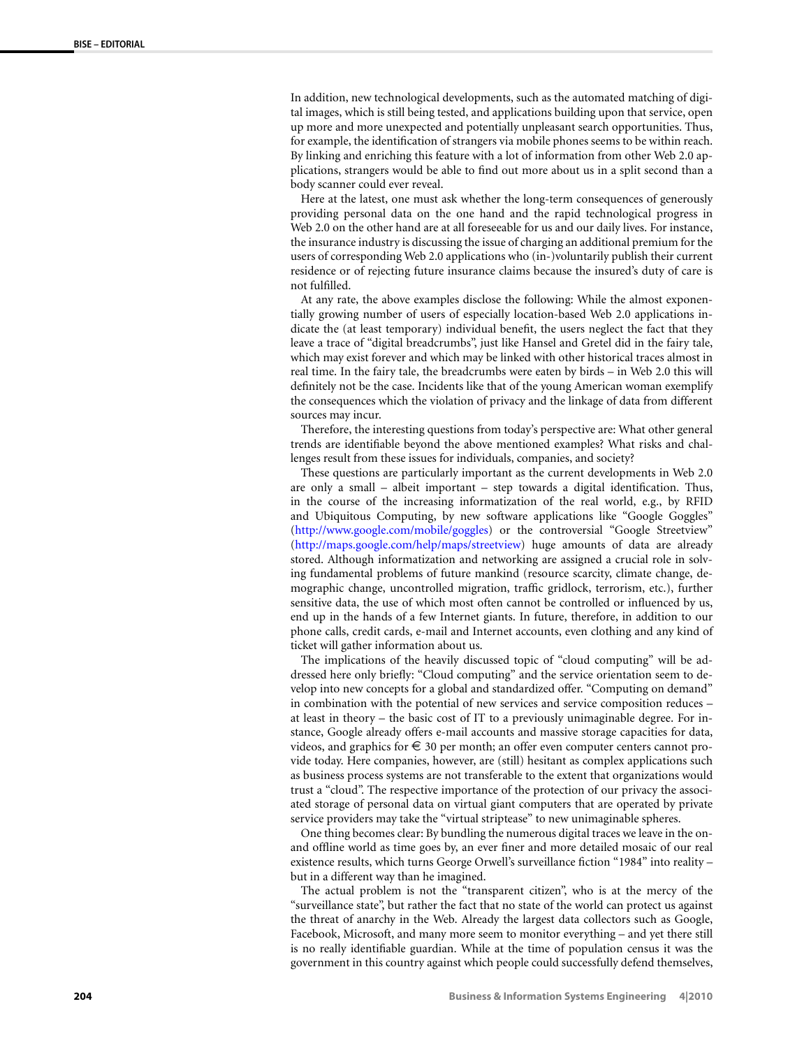In addition, new technological developments, such as the automated matching of digital images, which is still being tested, and applications building upon that service, open up more and more unexpected and potentially unpleasant search opportunities. Thus, for example, the identification of strangers via mobile phones seems to be within reach. By linking and enriching this feature with a lot of information from other Web 2.0 applications, strangers would be able to find out more about us in a split second than a body scanner could ever reveal.

Here at the latest, one must ask whether the long-term consequences of generously providing personal data on the one hand and the rapid technological progress in Web 2.0 on the other hand are at all foreseeable for us and our daily lives. For instance, the insurance industry is discussing the issue of charging an additional premium for the users of corresponding Web 2.0 applications who (in-)voluntarily publish their current residence or of rejecting future insurance claims because the insured's duty of care is not fulfilled.

At any rate, the above examples disclose the following: While the almost exponentially growing number of users of especially location-based Web 2.0 applications indicate the (at least temporary) individual benefit, the users neglect the fact that they leave a trace of "digital breadcrumbs", just like Hansel and Gretel did in the fairy tale, which may exist forever and which may be linked with other historical traces almost in real time. In the fairy tale, the breadcrumbs were eaten by birds – in Web 2.0 this will definitely not be the case. Incidents like that of the young American woman exemplify the consequences which the violation of privacy and the linkage of data from different sources may incur.

Therefore, the interesting questions from today's perspective are: What other general trends are identifiable beyond the above mentioned examples? What risks and challenges result from these issues for individuals, companies, and society?

These questions are particularly important as the current developments in Web 2.0 are only a small – albeit important – step towards a digital identification. Thus, in the course of the increasing informatization of the real world, e.g., by RFID and Ubiquitous Computing, by new software applications like "Google Goggles" (http://www.google.com/mobile/goggles) or the controversial "Google Streetview" (http://maps.google.com/help/maps/streetview) huge amounts of data are already stored. Although informatization and networking are assigned a crucial role in solving fundamental problems of future mankind (resource scarcity, climate change, demographic change, uncontrolled migration, traffic gridlock, terrorism, etc.), further sensitive data, the use of which most often cannot be controlled or influenced by us, end up in the hands of a few Internet giants. In future, therefore, in addition to our phone calls, credit cards, e-mail and Internet accounts, even clothing and any kind of ticket will gather information about us.

The implications of the heavily discussed topic of "cloud computing" will be addressed here only briefly: "Cloud computing" and the service orientation seem to develop into new concepts for a global and standardized offer. "Computing on demand" in combination with the potential of new services and service composition reduces – at least in theory – the basic cost of IT to a previously unimaginable degree. For instance, Google already offers e-mail accounts and massive storage capacities for data, videos, and graphics for € 30 per month; an offer even computer centers cannot provide today. Here companies, however, are (still) hesitant as complex applications such as business process systems are not transferable to the extent that organizations would trust a "cloud". The respective importance of the protection of our privacy the associated storage of personal data on virtual giant computers that are operated by private service providers may take the "virtual striptease" to new unimaginable spheres.

One thing becomes clear: By bundling the numerous digital traces we leave in the on- and offline world as time goes by, an ever finer and more detailed mosaic of our real existence results, which turns George Orwell's surveillance fiction "1984" into reality – but in a different way than he imagined.

The actual problem is not the "transparent citizen", who is at the mercy of the "surveillance state", but rather the fact that no state of the world can protect us against the threat of anarchy in the Web. Already the largest data collectors such as Google, Facebook, Microsoft, and many more seem to monitor everything – and yet there still is no really identifiable guardian. While at the time of population census it was the government in this country against which people could successfully defend themselves,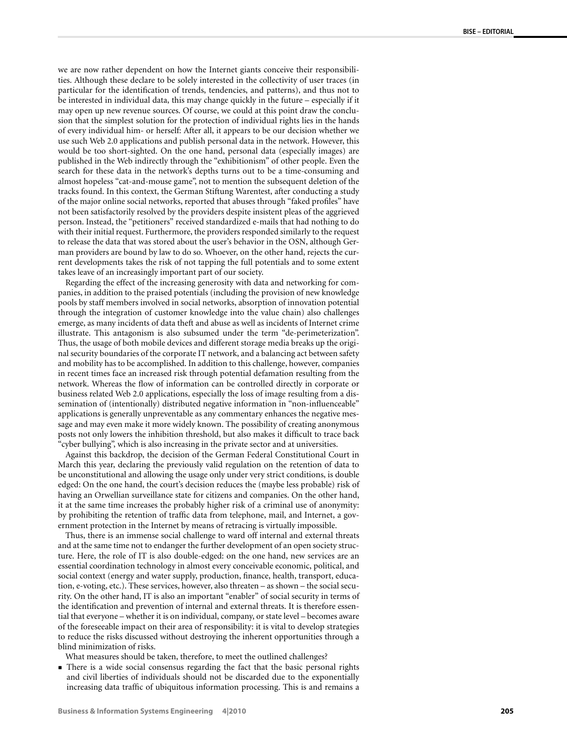we are now rather dependent on how the Internet giants conceive their responsibilities. Although these declare to be solely interested in the collectivity of user traces (in particular for the identification of trends, tendencies, and patterns), and thus not to be interested in individual data, this may change quickly in the future – especially if it may open up new revenue sources. Of course, we could at this point draw the conclusion that the simplest solution for the protection of individual rights lies in the hands of every individual him- or herself: After all, it appears to be our decision whether we use such Web 2.0 applications and publish personal data in the network. However, this would be too short-sighted. On the one hand, personal data (especially images) are published in the Web indirectly through the "exhibitionism" of other people. Even the search for these data in the network's depths turns out to be a time-consuming and almost hopeless "cat-and-mouse game", not to mention the subsequent deletion of the tracks found. In this context, the German Stiftung Warentest, after conducting a study of the major online social networks, reported that abuses through "faked profiles" have not been satisfactorily resolved by the providers despite insistent pleas of the aggrieved person. Instead, the "petitioners" received standardized e-mails that had nothing to do with their initial request. Furthermore, the providers responded similarly to the request to release the data that was stored about the user's behavior in the OSN, although German providers are bound by law to do so. Whoever, on the other hand, rejects the current developments takes the risk of not tapping the full potentials and to some extent takes leave of an increasingly important part of our society.

Regarding the effect of the increasing generosity with data and networking for companies, in addition to the praised potentials (including the provision of new knowledge pools by staff members involved in social networks, absorption of innovation potential through the integration of customer knowledge into the value chain) also challenges emerge, as many incidents of data theft and abuse as well as incidents of Internet crime illustrate. This antagonism is also subsumed under the term "de-perimeterization". Thus, the usage of both mobile devices and different storage media breaks up the original security boundaries of the corporate IT network, and a balancing act between safety and mobility has to be accomplished. In addition to this challenge, however, companies in recent times face an increased risk through potential defamation resulting from the network. Whereas the flow of information can be controlled directly in corporate or business related Web 2.0 applications, especially the loss of image resulting from a dissemination of (intentionally) distributed negative information in "non-influenceable" applications is generally unpreventable as any commentary enhances the negative message and may even make it more widely known. The possibility of creating anonymous posts not only lowers the inhibition threshold, but also makes it difficult to trace back "cyber bullying", which is also increasing in the private sector and at universities.

Against this backdrop, the decision of the German Federal Constitutional Court in March this year, declaring the previously valid regulation on the retention of data to be unconstitutional and allowing the usage only under very strict conditions, is double edged: On the one hand, the court's decision reduces the (maybe less probable) risk of having an Orwellian surveillance state for citizens and companies. On the other hand, it at the same time increases the probably higher risk of a criminal use of anonymity: by prohibiting the retention of traffic data from telephone, mail, and Internet, a government protection in the Internet by means of retracing is virtually impossible.

Thus, there is an immense social challenge to ward off internal and external threats and at the same time not to endanger the further development of an open society structure. Here, the role of IT is also double-edged: on the one hand, new services are an essential coordination technology in almost every conceivable economic, political, and social context (energy and water supply, production, finance, health, transport, education, e-voting, etc.). These services, however, also threaten – as shown – the social security. On the other hand, IT is also an important "enabler" of social security in terms of the identification and prevention of internal and external threats. It is therefore essential that everyone – whether it is on individual, company, or state level – becomes aware of the foreseeable impact on their area of responsibility: it is vital to develop strategies to reduce the risks discussed without destroying the inherent opportunities through a blind minimization of risks.

What measures should be taken, therefore, to meet the outlined challenges?

- There is a wide social consensus regarding the fact that the basic personal rights and civil liberties of individuals should not be discarded due to the exponentially increasing data traffic of ubiquitous information processing. This is and remains a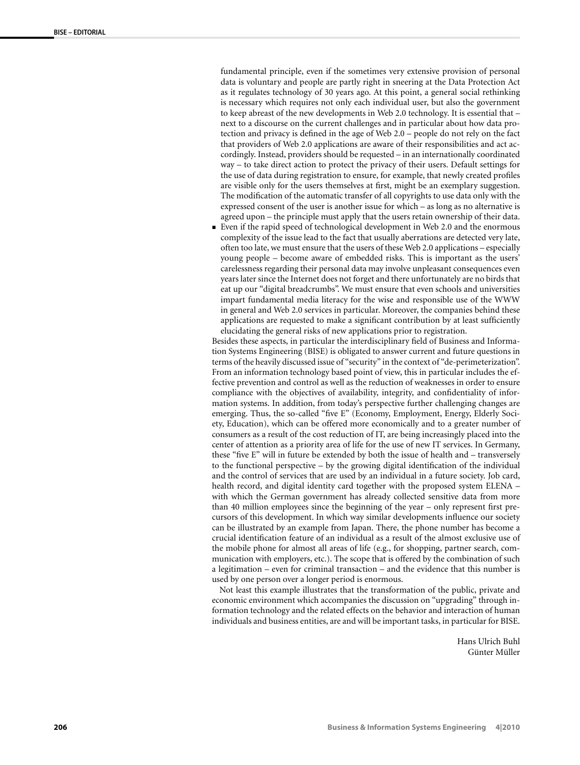fundamental principle, even if the sometimes very extensive provision of personal data is voluntary and people are partly right in sneering at the Data Protection Act as it regulates technology of 30 years ago. At this point, a general social rethinking is necessary which requires not only each individual user, but also the government to keep abreast of the new developments in Web 2.0 technology. It is essential that – next to a discourse on the current challenges and in particular about how data protection and privacy is defined in the age of Web 2.0 – people do not rely on the fact that providers of Web 2.0 applications are aware of their responsibilities and act accordingly. Instead, providers should be requested – in an internationally coordinated way – to take direct action to protect the privacy of their users. Default settings for the use of data during registration to ensure, for example, that newly created profiles are visible only for the users themselves at first, might be an exemplary suggestion. The modification of the automatic transfer of all copyrights to use data only with the expressed consent of the user is another issue for which – as long as no alternative is agreed upon – the principle must apply that the users retain ownership of their data.

- Even if the rapid speed of technological development in Web 2.0 and the enormous complexity of the issue lead to the fact that usually aberrations are detected very late, often too late, we must ensure that the users of these Web 2.0 applications – especially young people – become aware of embedded risks. This is important as the users' carelessness regarding their personal data may involve unpleasant consequences even years later since the Internet does not forget and there unfortunately are no birds that eat up our "digital breadcrumbs". We must ensure that even schools and universities impart fundamental media literacy for the wise and responsible use of the WWW in general and Web 2.0 services in particular. Moreover, the companies behind these applications are requested to make a significant contribution by at least sufficiently elucidating the general risks of new applications prior to registration.

Besides these aspects, in particular the interdisciplinary field of Business and Information Systems Engineering (BISE) is obligated to answer current and future questions in terms of the heavily discussed issue of "security" in the context of "de-perimeterization". From an information technology based point of view, this in particular includes the effective prevention and control as well as the reduction of weaknesses in order to ensure compliance with the objectives of availability, integrity, and confidentiality of information systems. In addition, from today's perspective further challenging changes are emerging. Thus, the so-called "five E" (Economy, Employment, Energy, Elderly Society, Education), which can be offered more economically and to a greater number of consumers as a result of the cost reduction of IT, are being increasingly placed into the center of attention as a priority area of life for the use of new IT services. In Germany, these "five E" will in future be extended by both the issue of health and – transversely to the functional perspective – by the growing digital identification of the individual and the control of services that are used by an individual in a future society. Job card, health record, and digital identity card together with the proposed system ELENA – with which the German government has already collected sensitive data from more than 40 million employees since the beginning of the year – only represent first precursors of this development. In which way similar developments influence our society can be illustrated by an example from Japan. There, the phone number has become a crucial identification feature of an individual as a result of the almost exclusive use of the mobile phone for almost all areas of life (e.g., for shopping, partner search, communication with employers, etc.). The scope that is offered by the combination of such a legitimation – even for criminal transaction – and the evidence that this number is used by one person over a longer period is enormous.

Not least this example illustrates that the transformation of the public, private and economic environment which accompanies the discussion on "upgrading" through information technology and the related effects on the behavior and interaction of human individuals and business entities, are and will be important tasks, in particular for BISE.

Hans Ulrich Buhl
Günter Müller